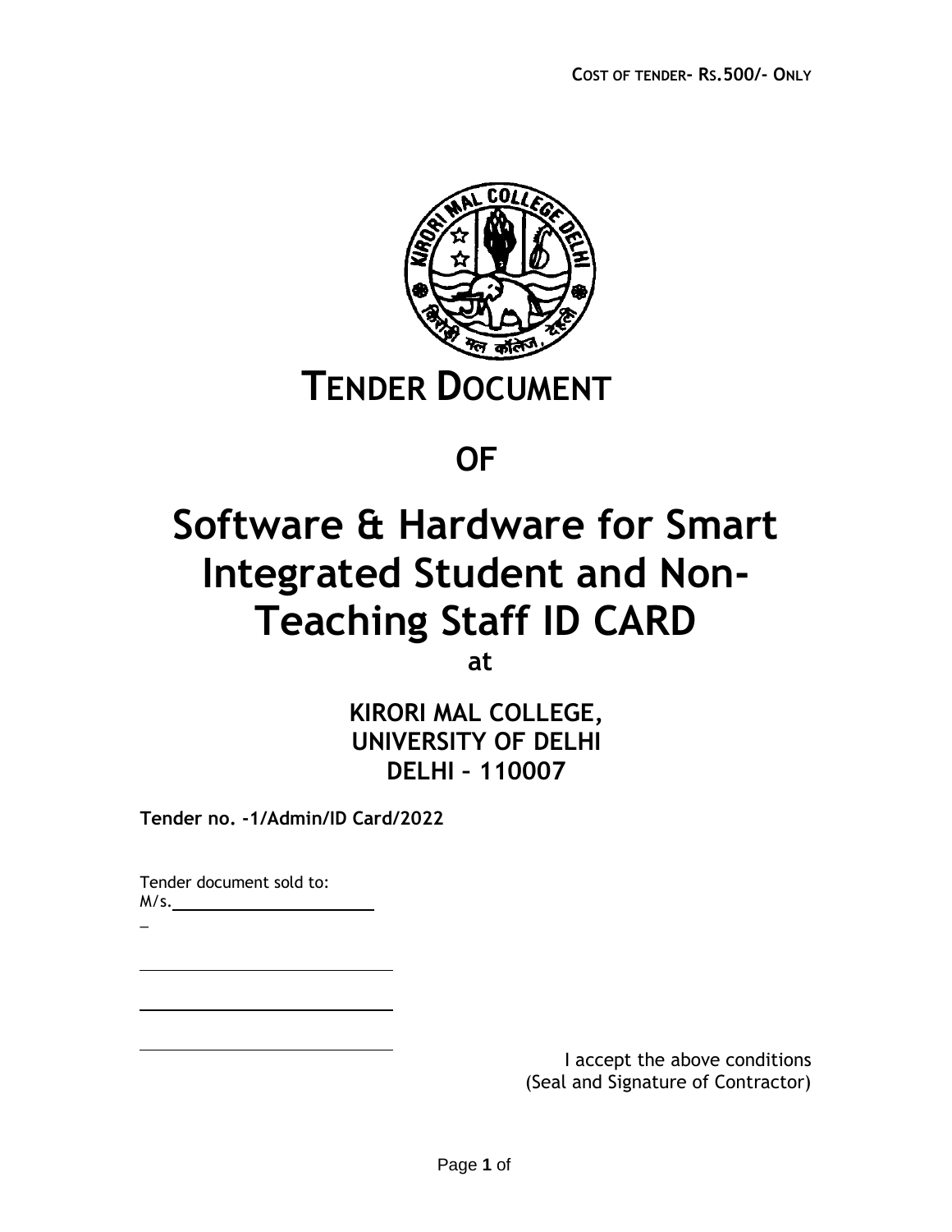COST OF TENDER- RS.500/- ONLY

# TENDER DOCUMENT

# OF

# Software & Hardware for Smart Integrated Student and Non-Teaching Staff ID CARD

**at**

**KIRORI MAL COLLEGE,**
**UNIVERSITY OF DELHI**
**DELHI – 110007**

**Tender no. -1/Admin/ID Card/2022**

Tender document sold to:
M/s.______________________

______________________

______________________

______________________

I accept the above conditions
(Seal and Signature of Contractor)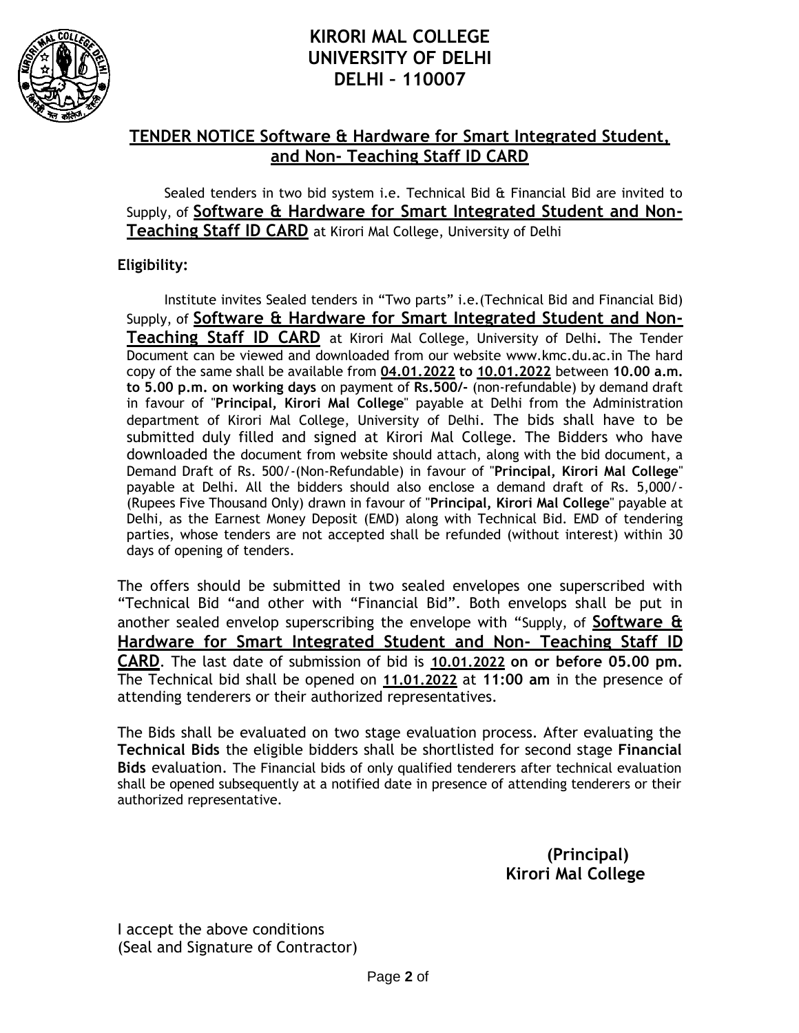# KIRORI MAL COLLEGE
# UNIVERSITY OF DELHI
# DELHI – 110007

## TENDER NOTICE Software & Hardware for Smart Integrated Student, and Non- Teaching Staff ID CARD

Sealed tenders in two bid system i.e. Technical Bid & Financial Bid are invited to Supply, of **Software & Hardware for Smart Integrated Student and Non-Teaching Staff ID CARD** at Kirori Mal College, University of Delhi

**Eligibility:**

Institute invites Sealed tenders in "Two parts" i.e.(Technical Bid and Financial Bid) Supply, of **Software & Hardware for Smart Integrated Student and Non-Teaching Staff ID CARD** at Kirori Mal College, University of Delhi. The Tender Document can be viewed and downloaded from our website www.kmc.du.ac.in The hard copy of the same shall be available from **04.01.2022 to 10.01.2022** between **10.00 a.m. to 5.00 p.m. on working days** on payment of **Rs.500/-** (non-refundable) by demand draft in favour of "**Principal, Kirori Mal College**" payable at Delhi from the Administration department of Kirori Mal College, University of Delhi. The bids shall have to be submitted duly filled and signed at Kirori Mal College. The Bidders who have downloaded the document from website should attach, along with the bid document, a Demand Draft of Rs. 500/-(Non-Refundable) in favour of "**Principal, Kirori Mal College**" payable at Delhi. All the bidders should also enclose a demand draft of Rs. 5,000/- (Rupees Five Thousand Only) drawn in favour of "**Principal, Kirori Mal College**" payable at Delhi, as the Earnest Money Deposit (EMD) along with Technical Bid. EMD of tendering parties, whose tenders are not accepted shall be refunded (without interest) within 30 days of opening of tenders.

The offers should be submitted in two sealed envelopes one superscribed with "Technical Bid "and other with "Financial Bid". Both envelops shall be put in another sealed envelop superscribing the envelope with "Supply, of **Software & Hardware for Smart Integrated Student and Non- Teaching Staff ID CARD**. The last date of submission of bid is **10.01.2022 on or before 05.00 pm.** The Technical bid shall be opened on **11.01.2022** at **11:00 am** in the presence of attending tenderers or their authorized representatives.

The Bids shall be evaluated on two stage evaluation process. After evaluating the **Technical Bids** the eligible bidders shall be shortlisted for second stage **Financial Bids** evaluation. The Financial bids of only qualified tenderers after technical evaluation shall be opened subsequently at a notified date in presence of attending tenderers or their authorized representative.

**(Principal)**
**Kirori Mal College**

I accept the above conditions
(Seal and Signature of Contractor)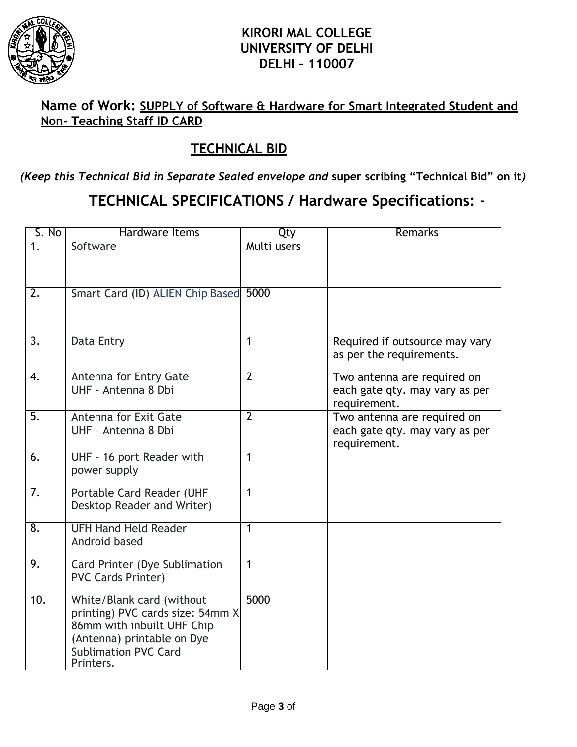**KIRORI MAL COLLEGE**
**UNIVERSITY OF DELHI**
**DELHI – 110007**

**Name of Work:** **<u>SUPPLY of Software & Hardware for Smart Integrated Student and Non- Teaching Staff ID CARD</u>**

## <u>TECHNICAL BID</u>

***(Keep this Technical Bid in Separate Sealed envelope and* super scribing "Technical Bid" on it*)***

## TECHNICAL SPECIFICATIONS / Hardware Specifications: -

| S. No | Hardware Items | Qty | Remarks |
|---|---|---|---|
| 1. | Software | Multi users | |
| 2. | Smart Card (ID) ALIEN Chip Based | 5000 | |
| 3. | Data Entry | 1 | Required if outsource may vary as per the requirements. |
| 4. | Antenna for Entry Gate UHF – Antenna 8 Dbi | 2 | Two antenna are required on each gate qty. may vary as per requirement. |
| 5. | Antenna for Exit Gate UHF – Antenna 8 Dbi | 2 | Two antenna are required on each gate qty. may vary as per requirement. |
| 6. | UHF – 16 port Reader with power supply | 1 | |
| 7. | Portable Card Reader (UHF Desktop Reader and Writer) | 1 | |
| 8. | UFH Hand Held Reader Android based | 1 | |
| 9. | Card Printer (Dye Sublimation PVC Cards Printer) | 1 | |
| 10. | White/Blank card (without printing) PVC cards size: 54mm X 86mm with inbuilt UHF Chip (Antenna) printable on Dye Sublimation PVC Card Printers. | 5000 | |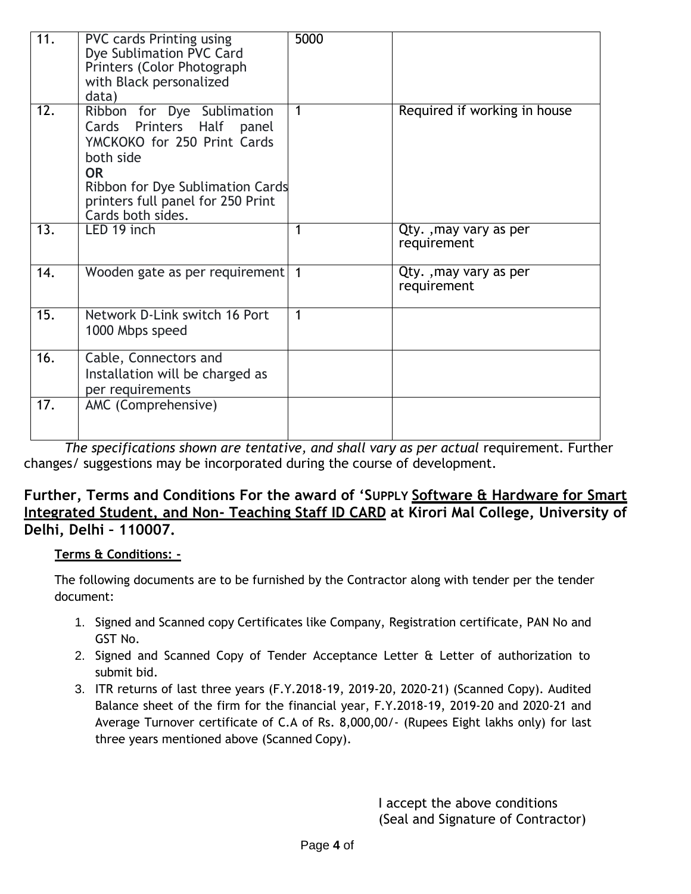| 11. | PVC cards Printing using Dye Sublimation PVC Card Printers (Color Photograph with Black personalized data) | 5000 | |
|---|---|---|---|
| 12. | Ribbon for Dye Sublimation Cards Printers Half panel YMCKOKO for 250 Print Cards both side **OR** Ribbon for Dye Sublimation Cards printers full panel for 250 Print Cards both sides. | 1 | Required if working in house |
| 13. | LED 19 inch | 1 | Qty. ,may vary as per requirement |
| 14. | Wooden gate as per requirement | 1 | Qty. ,may vary as per requirement |
| 15. | Network D-Link switch 16 Port 1000 Mbps speed | 1 | |
| 16. | Cable, Connectors and Installation will be charged as per requirements | | |
| 17. | AMC (Comprehensive) | | |

*The specifications shown are tentative, and shall vary as per actual* requirement. Further changes/ suggestions may be incorporated during the course of development.

## Further, Terms and Conditions For the award of 'SUPPLY Software & Hardware for Smart Integrated Student, and Non- Teaching Staff ID CARD at Kirori Mal College, University of Delhi, Delhi – 110007.

**Terms & Conditions: -**

The following documents are to be furnished by the Contractor along with tender per the tender document:

1. Signed and Scanned copy Certificates like Company, Registration certificate, PAN No and GST No.
2. Signed and Scanned Copy of Tender Acceptance Letter & Letter of authorization to submit bid.
3. ITR returns of last three years (F.Y.2018-19, 2019-20, 2020-21) (Scanned Copy). Audited Balance sheet of the firm for the financial year, F.Y.2018-19, 2019-20 and 2020-21 and Average Turnover certificate of C.A of Rs. 8,000,00/- (Rupees Eight lakhs only) for last three years mentioned above (Scanned Copy).

I accept the above conditions
(Seal and Signature of Contractor)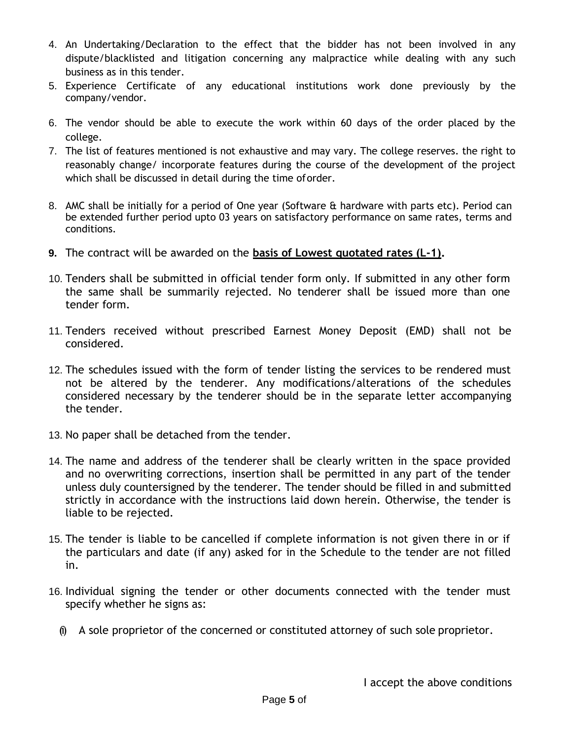4. An Undertaking/Declaration to the effect that the bidder has not been involved in any dispute/blacklisted and litigation concerning any malpractice while dealing with any such business as in this tender.
5. Experience Certificate of any educational institutions work done previously by the company/vendor.
6. The vendor should be able to execute the work within 60 days of the order placed by the college.
7. The list of features mentioned is not exhaustive and may vary. The college reserves. the right to reasonably change/ incorporate features during the course of the development of the project which shall be discussed in detail during the time oforder.
8. AMC shall be initially for a period of One year (Software & hardware with parts etc). Period can be extended further period upto 03 years on satisfactory performance on same rates, terms and conditions.
9. The contract will be awarded on the **basis of Lowest quotated rates (L-1).**
10. Tenders shall be submitted in official tender form only. If submitted in any other form the same shall be summarily rejected. No tenderer shall be issued more than one tender form.
11. Tenders received without prescribed Earnest Money Deposit (EMD) shall not be considered.
12. The schedules issued with the form of tender listing the services to be rendered must not be altered by the tenderer. Any modifications/alterations of the schedules considered necessary by the tenderer should be in the separate letter accompanying the tender.
13. No paper shall be detached from the tender.
14. The name and address of the tenderer shall be clearly written in the space provided and no overwriting corrections, insertion shall be permitted in any part of the tender unless duly countersigned by the tenderer. The tender should be filled in and submitted strictly in accordance with the instructions laid down herein. Otherwise, the tender is liable to be rejected.
15. The tender is liable to be cancelled if complete information is not given there in or if the particulars and date (if any) asked for in the Schedule to the tender are not filled in.
16. Individual signing the tender or other documents connected with the tender must specify whether he signs as:
    (i) A sole proprietor of the concerned or constituted attorney of such sole proprietor.

I accept the above conditions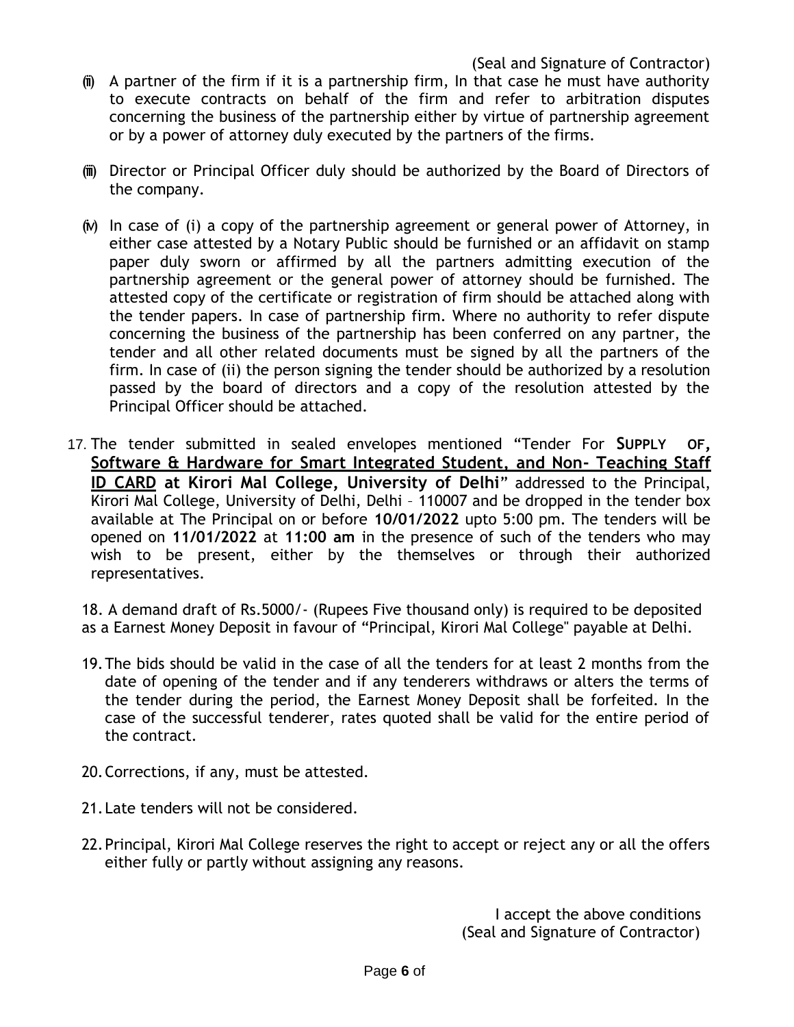(Seal and Signature of Contractor)

(ii) A partner of the firm if it is a partnership firm, In that case he must have authority to execute contracts on behalf of the firm and refer to arbitration disputes concerning the business of the partnership either by virtue of partnership agreement or by a power of attorney duly executed by the partners of the firms.

(iii) Director or Principal Officer duly should be authorized by the Board of Directors of the company.

(iv) In case of (i) a copy of the partnership agreement or general power of Attorney, in either case attested by a Notary Public should be furnished or an affidavit on stamp paper duly sworn or affirmed by all the partners admitting execution of the partnership agreement or the general power of attorney should be furnished. The attested copy of the certificate or registration of firm should be attached along with the tender papers. In case of partnership firm. Where no authority to refer dispute concerning the business of the partnership has been conferred on any partner, the tender and all other related documents must be signed by all the partners of the firm. In case of (ii) the person signing the tender should be authorized by a resolution passed by the board of directors and a copy of the resolution attested by the Principal Officer should be attached.

17. The tender submitted in sealed envelopes mentioned "Tender For **SUPPLY OF, Software & Hardware for Smart Integrated Student, and Non- Teaching Staff ID CARD at Kirori Mal College, University of Delhi**" addressed to the Principal, Kirori Mal College, University of Delhi, Delhi – 110007 and be dropped in the tender box available at The Principal on or before **10/01/2022** upto 5:00 pm. The tenders will be opened on **11/01/2022** at **11:00 am** in the presence of such of the tenders who may wish to be present, either by the themselves or through their authorized representatives.

18. A demand draft of Rs.5000/- (Rupees Five thousand only) is required to be deposited as a Earnest Money Deposit in favour of "Principal, Kirori Mal College" payable at Delhi.

19. The bids should be valid in the case of all the tenders for at least 2 months from the date of opening of the tender and if any tenderers withdraws or alters the terms of the tender during the period, the Earnest Money Deposit shall be forfeited. In the case of the successful tenderer, rates quoted shall be valid for the entire period of the contract.

20. Corrections, if any, must be attested.

21. Late tenders will not be considered.

22. Principal, Kirori Mal College reserves the right to accept or reject any or all the offers either fully or partly without assigning any reasons.

I accept the above conditions
(Seal and Signature of Contractor)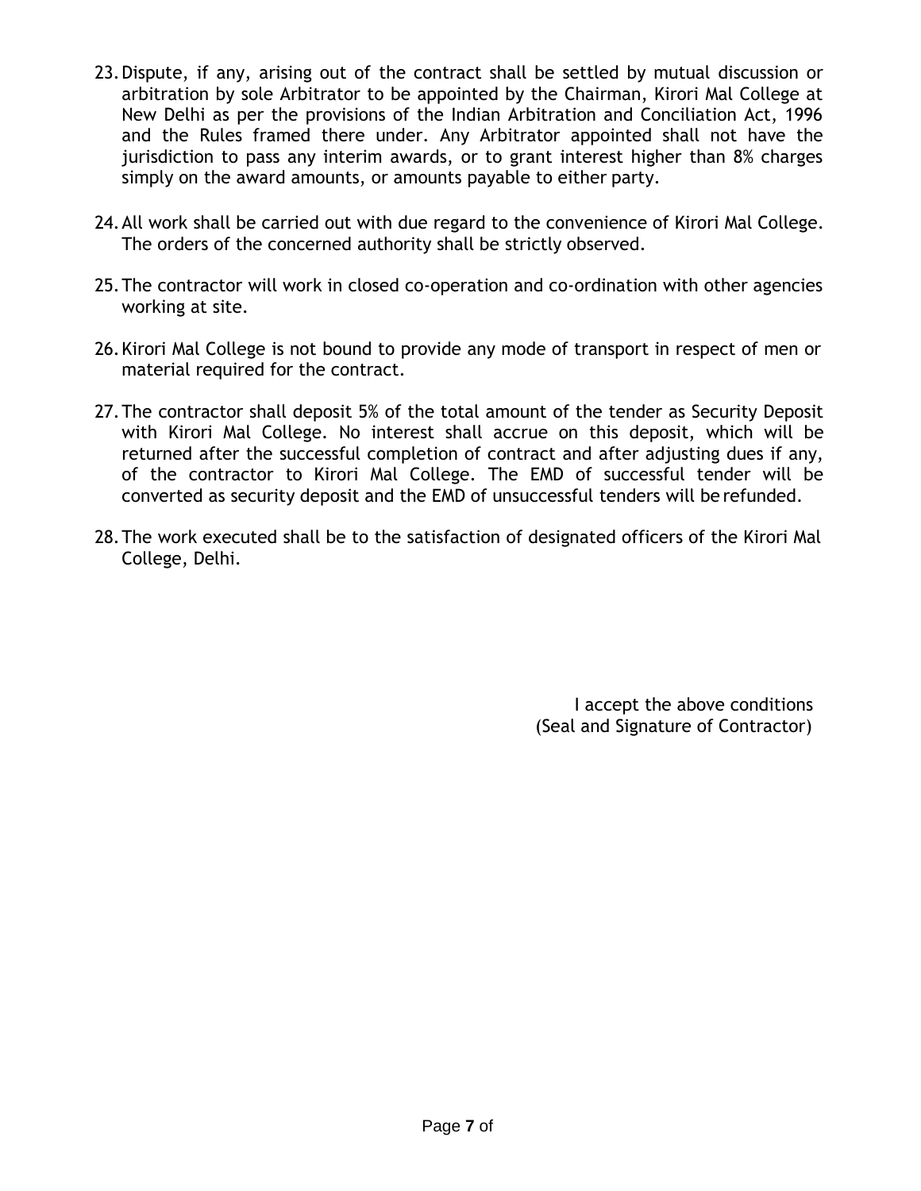23. Dispute, if any, arising out of the contract shall be settled by mutual discussion or arbitration by sole Arbitrator to be appointed by the Chairman, Kirori Mal College at New Delhi as per the provisions of the Indian Arbitration and Conciliation Act, 1996 and the Rules framed there under. Any Arbitrator appointed shall not have the jurisdiction to pass any interim awards, or to grant interest higher than 8% charges simply on the award amounts, or amounts payable to either party.

24. All work shall be carried out with due regard to the convenience of Kirori Mal College. The orders of the concerned authority shall be strictly observed.

25. The contractor will work in closed co-operation and co-ordination with other agencies working at site.

26. Kirori Mal College is not bound to provide any mode of transport in respect of men or material required for the contract.

27. The contractor shall deposit 5% of the total amount of the tender as Security Deposit with Kirori Mal College. No interest shall accrue on this deposit, which will be returned after the successful completion of contract and after adjusting dues if any, of the contractor to Kirori Mal College. The EMD of successful tender will be converted as security deposit and the EMD of unsuccessful tenders will be refunded.

28. The work executed shall be to the satisfaction of designated officers of the Kirori Mal College, Delhi.

I accept the above conditions
(Seal and Signature of Contractor)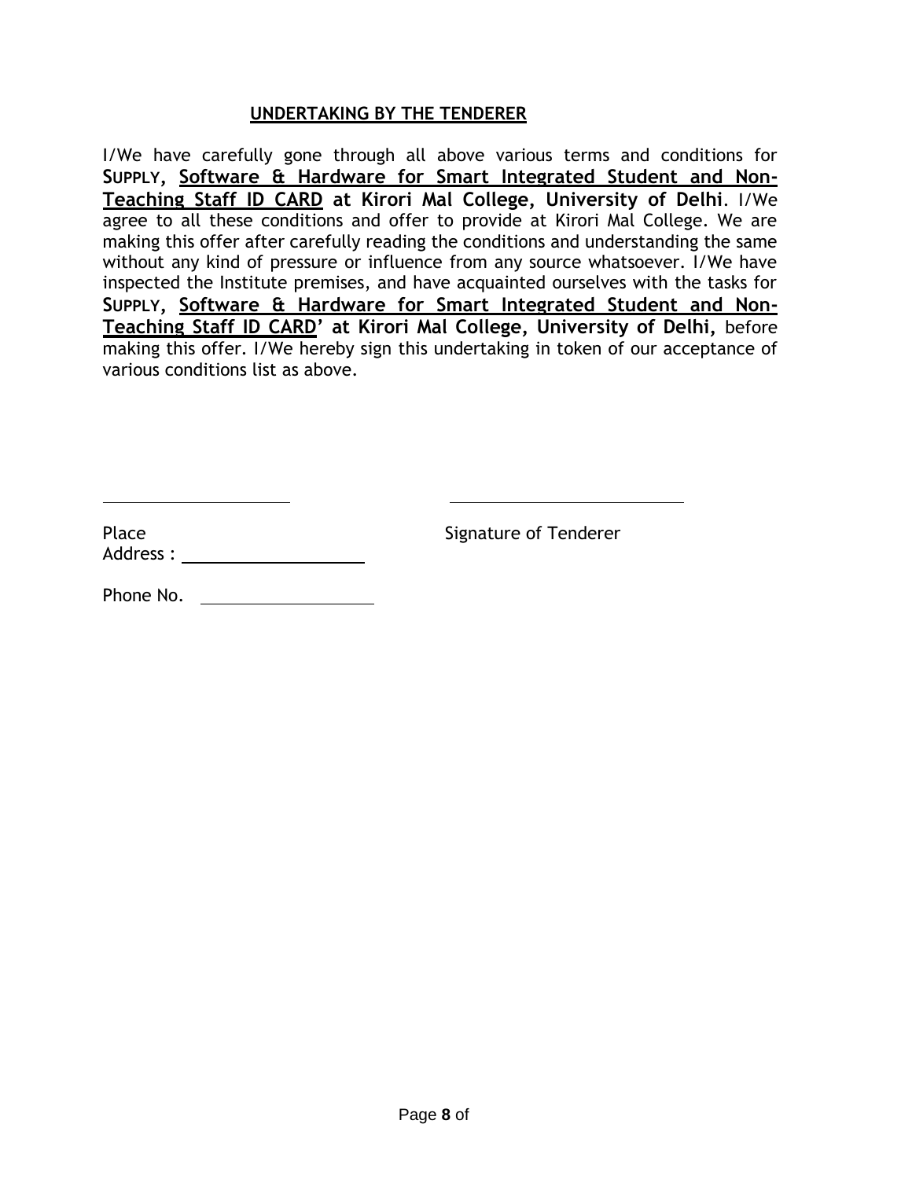## UNDERTAKING BY THE TENDERER

I/We have carefully gone through all above various terms and conditions for **SUPPLY, Software & Hardware for Smart Integrated Student and Non-Teaching Staff ID CARD at Kirori Mal College, University of Delhi**. I/We agree to all these conditions and offer to provide at Kirori Mal College. We are making this offer after carefully reading the conditions and understanding the same without any kind of pressure or influence from any source whatsoever. I/We have inspected the Institute premises, and have acquainted ourselves with the tasks for **SUPPLY, Software & Hardware for Smart Integrated Student and Non-Teaching Staff ID CARD' at Kirori Mal College, University of Delhi,** before making this offer. I/We hereby sign this undertaking in token of our acceptance of various conditions list as above.

Place ____________________ Signature of Tenderer ____________________

Address : ____________________

Phone No. ____________________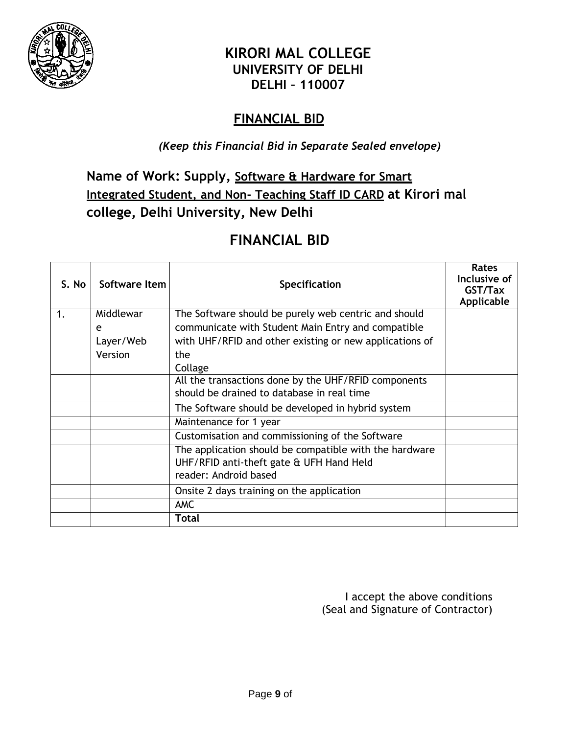# KIRORI MAL COLLEGE
## UNIVERSITY OF DELHI
## DELHI – 110007

## FINANCIAL BID

*(Keep this Financial Bid in Separate Sealed envelope)*

**Name of Work: Supply, Software & Hardware for Smart Integrated Student, and Non- Teaching Staff ID CARD at Kirori mal college, Delhi University, New Delhi**

## FINANCIAL BID

| S. No | Software Item | Specification | Rates Inclusive of GST/Tax Applicable |
|---|---|---|---|
| 1. | Middleware Layer/Web Version | The Software should be purely web centric and should communicate with Student Main Entry and compatible with UHF/RFID and other existing or new applications of the Collage | |
| | | All the transactions done by the UHF/RFID components should be drained to database in real time | |
| | | The Software should be developed in hybrid system | |
| | | Maintenance for 1 year | |
| | | Customisation and commissioning of the Software | |
| | | The application should be compatible with the hardware UHF/RFID anti-theft gate & UFH Hand Held reader: Android based | |
| | | Onsite 2 days training on the application | |
| | | AMC | |
| | | **Total** | |

I accept the above conditions
(Seal and Signature of Contractor)